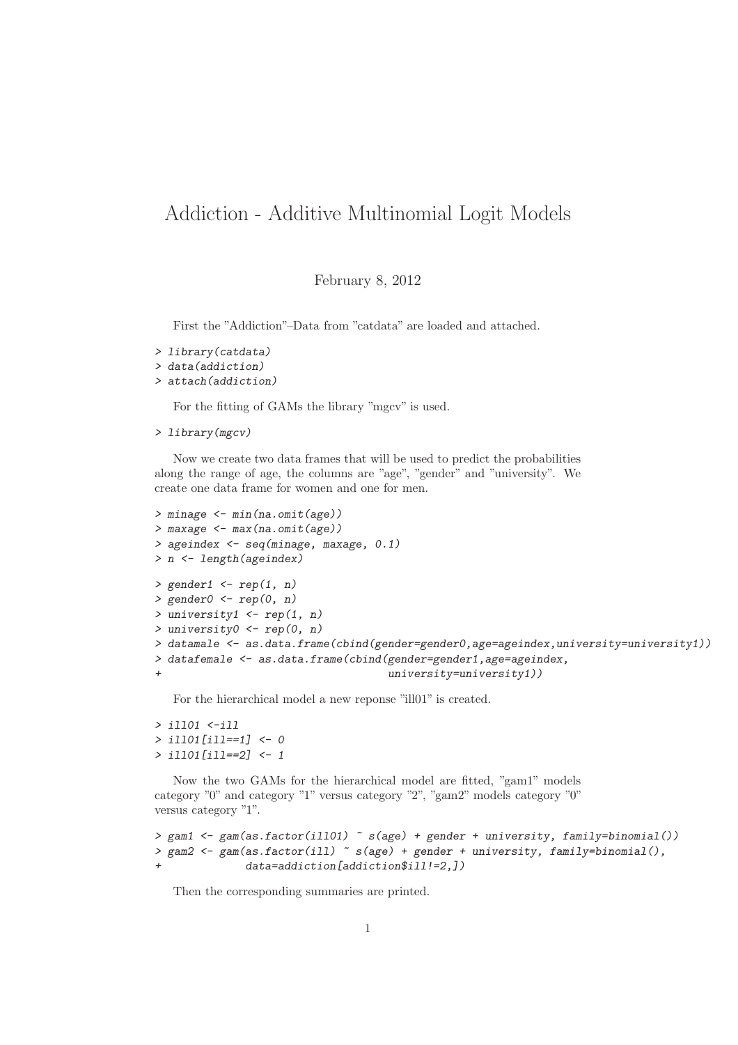# Addiction - Additive Multinomial Logit Models

February 8, 2012

First the "Addiction"–Data from "catdata" are loaded and attached.

```
> library(catdata)
> data(addiction)
> attach(addiction)
```

For the fitting of GAMs the library "mgcv" is used.

```
> library(mgcv)
```

Now we create two data frames that will be used to predict the probabilities along the range of age, the columns are "age", "gender" and "university". We create one data frame for women and one for men.

```
> minage <- min(na.omit(age))
> maxage <- max(na.omit(age))
> ageindex <- seq(minage, maxage, 0.1)
> n <- length(ageindex)
```

```
> gender1 <- rep(1, n)
> gender0 <- rep(0, n)
> university1 <- rep(1, n)
> university0 <- rep(0, n)
> datamale <- as.data.frame(cbind(gender=gender0,age=ageindex,university=university1))
> datafemale <- as.data.frame(cbind(gender=gender1,age=ageindex,
+                                   university=university1))
```

For the hierarchical model a new reponse "ill01" is created.

```
> ill01 <-ill
> ill01[ill==1] <- 0
> ill01[ill==2] <- 1
```

Now the two GAMs for the hierarchical model are fitted, "gam1" models category "0" and category "1" versus category "2", "gam2" models category "0" versus category "1".

```
> gam1 <- gam(as.factor(ill01) ~ s(age) + gender + university, family=binomial())
> gam2 <- gam(as.factor(ill) ~ s(age) + gender + university, family=binomial(),
+             data=addiction[addiction$ill!=2,])
```

Then the corresponding summaries are printed.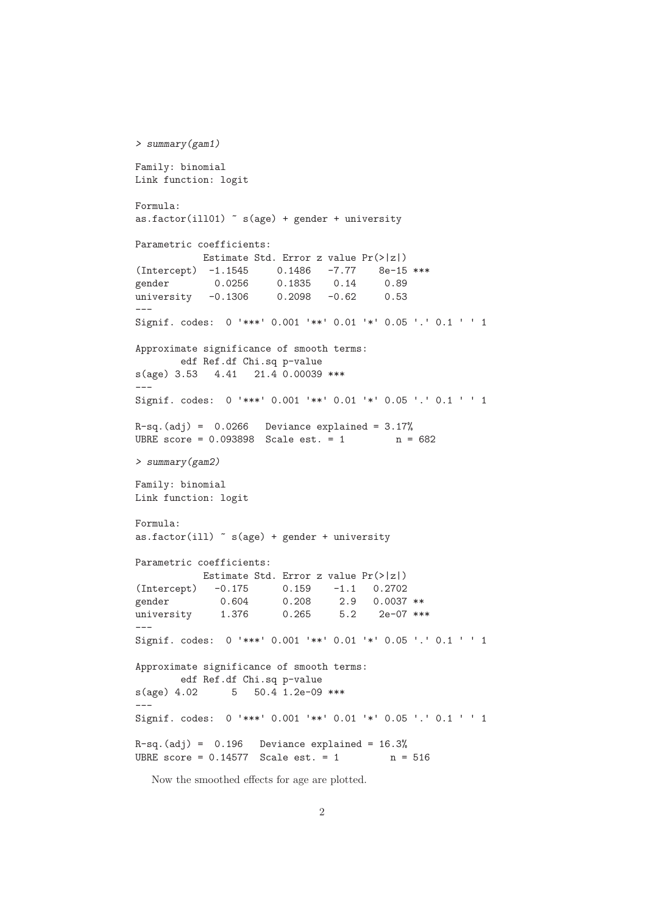```
> summary(gam1)

Family: binomial
Link function: logit

Formula:
as.factor(ill01) ~ s(age) + gender + university

Parametric coefficients:
           Estimate Std. Error z value Pr(>|z|)
(Intercept)  -1.1545     0.1486   -7.77    8e-15 ***
gender        0.0256     0.1835    0.14     0.89
university   -0.1306     0.2098   -0.62     0.53
---
Signif. codes:  0 '***' 0.001 '**' 0.01 '*' 0.05 '.' 0.1 ' ' 1

Approximate significance of smooth terms:
       edf Ref.df Chi.sq p-value
s(age) 3.53   4.41   21.4 0.00039 ***
---
Signif. codes:  0 '***' 0.001 '**' 0.01 '*' 0.05 '.' 0.1 ' ' 1

R-sq.(adj) =  0.0266   Deviance explained = 3.17%
UBRE score = 0.093898  Scale est. = 1         n = 682

> summary(gam2)

Family: binomial
Link function: logit

Formula:
as.factor(ill) ~ s(age) + gender + university

Parametric coefficients:
           Estimate Std. Error z value Pr(>|z|)
(Intercept)   -0.175      0.159    -1.1   0.2702
gender         0.604      0.208     2.9   0.0037 **
university     1.376      0.265     5.2    2e-07 ***
---
Signif. codes:  0 '***' 0.001 '**' 0.01 '*' 0.05 '.' 0.1 ' ' 1

Approximate significance of smooth terms:
       edf Ref.df Chi.sq p-value
s(age) 4.02      5   50.4 1.2e-09 ***
---
Signif. codes:  0 '***' 0.001 '**' 0.01 '*' 0.05 '.' 0.1 ' ' 1

R-sq.(adj) =  0.196   Deviance explained = 16.3%
UBRE score = 0.14577  Scale est. = 1         n = 516
```

Now the smoothed effects for age are plotted.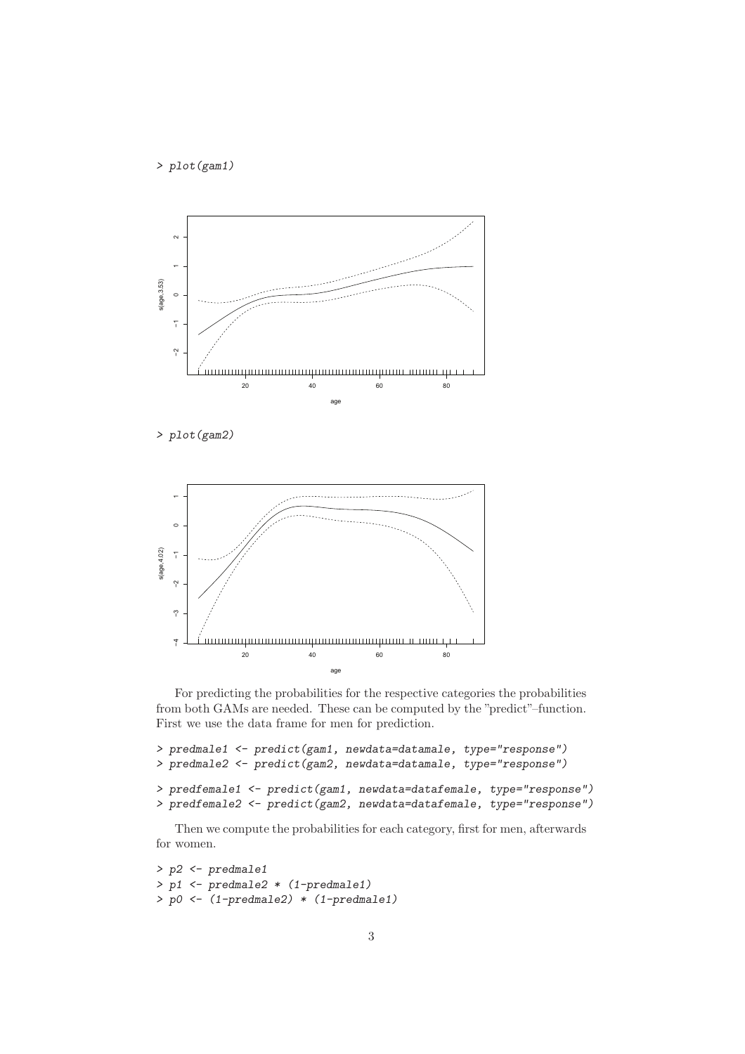```
> plot(gam1)
```

```
> plot(gam2)
```

For predicting the probabilities for the respective categories the probabilities from both GAMs are needed. These can be computed by the "predict"–function. First we use the data frame for men for prediction.

```
> predmale1 <- predict(gam1, newdata=datamale, type="response")
> predmale2 <- predict(gam2, newdata=datamale, type="response")

> predfemale1 <- predict(gam1, newdata=datafemale, type="response")
> predfemale2 <- predict(gam2, newdata=datafemale, type="response")
```

Then we compute the probabilities for each category, first for men, afterwards for women.

```
> p2 <- predmale1
> p1 <- predmale2 * (1-predmale1)
> p0 <- (1-predmale2) * (1-predmale1)
```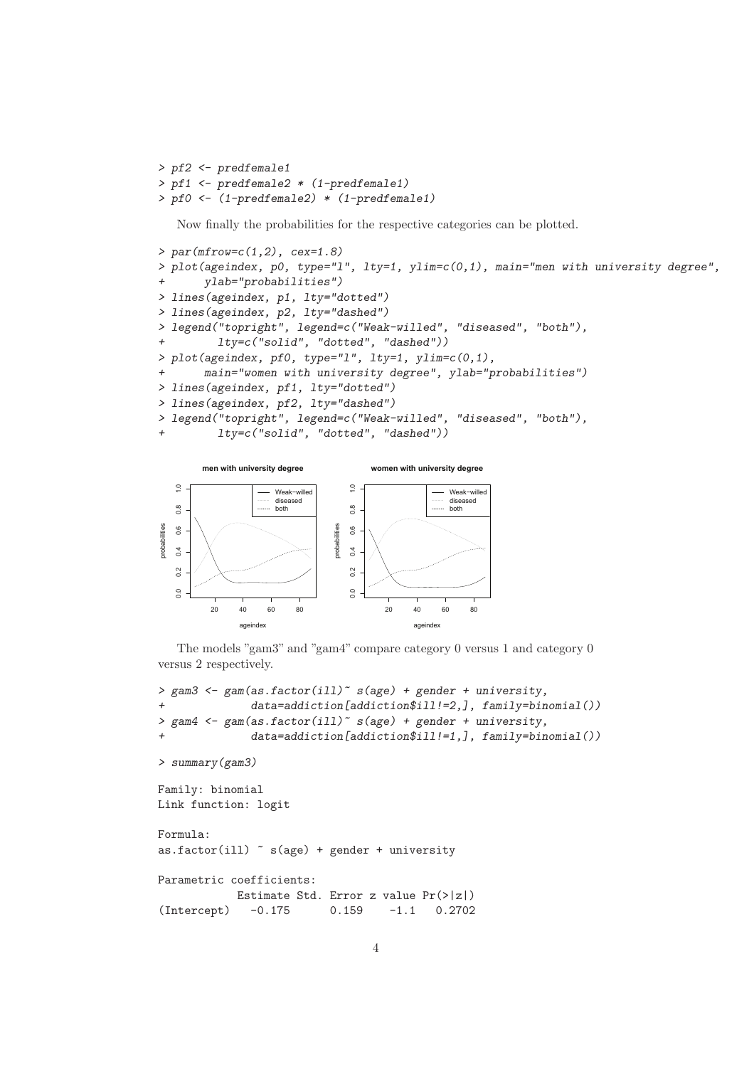```
> pf2 <- predfemale1
> pf1 <- predfemale2 * (1-predfemale1)
> pf0 <- (1-predfemale2) * (1-predfemale1)
```

Now finally the probabilities for the respective categories can be plotted.

```
> par(mfrow=c(1,2), cex=1.8)
> plot(ageindex, p0, type="l", lty=1, ylim=c(0,1), main="men with university degree",
+      ylab="probabilities")
> lines(ageindex, p1, lty="dotted")
> lines(ageindex, p2, lty="dashed")
> legend("topright", legend=c("Weak-willed", "diseased", "both"),
+        lty=c("solid", "dotted", "dashed"))
> plot(ageindex, pf0, type="l", lty=1, ylim=c(0,1),
+      main="women with university degree", ylab="probabilities")
> lines(ageindex, pf1, lty="dotted")
> lines(ageindex, pf2, lty="dashed")
> legend("topright", legend=c("Weak-willed", "diseased", "both"),
+        lty=c("solid", "dotted", "dashed"))
```

The models "gam3" and "gam4" compare category 0 versus 1 and category 0 versus 2 respectively.

```
> gam3 <- gam(as.factor(ill)~ s(age) + gender + university,
+             data=addiction[addiction$ill!=2,], family=binomial())
> gam4 <- gam(as.factor(ill)~ s(age) + gender + university,
+             data=addiction[addiction$ill!=1,], family=binomial())

> summary(gam3)

Family: binomial
Link function: logit

Formula:
as.factor(ill) ~ s(age) + gender + university

Parametric coefficients:
            Estimate Std. Error z value Pr(>|z|)
(Intercept)   -0.175      0.159    -1.1   0.2702
```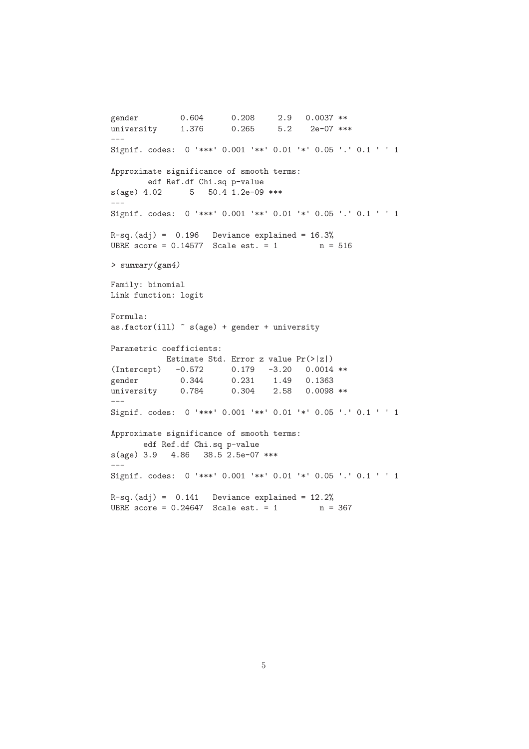```
gender         0.604      0.208     2.9   0.0037 **
university     1.376      0.265     5.2    2e-07 ***
---
Signif. codes:  0 '***' 0.001 '**' 0.01 '*' 0.05 '.' 0.1 ' ' 1

Approximate significance of smooth terms:
       edf Ref.df Chi.sq p-value
s(age) 4.02      5   50.4 1.2e-09 ***
---
Signif. codes:  0 '***' 0.001 '**' 0.01 '*' 0.05 '.' 0.1 ' ' 1

R-sq.(adj) =  0.196   Deviance explained = 16.3%
UBRE score = 0.14577  Scale est. = 1         n = 516

> summary(gam4)

Family: binomial
Link function: logit

Formula:
as.factor(ill) ~ s(age) + gender + university

Parametric coefficients:
            Estimate Std. Error z value Pr(>|z|)
(Intercept)   -0.572      0.179   -3.20   0.0014 **
gender         0.344      0.231    1.49   0.1363
university     0.784      0.304    2.58   0.0098 **
---
Signif. codes:  0 '***' 0.001 '**' 0.01 '*' 0.05 '.' 0.1 ' ' 1

Approximate significance of smooth terms:
       edf Ref.df Chi.sq p-value
s(age) 3.9   4.86   38.5 2.5e-07 ***
---
Signif. codes:  0 '***' 0.001 '**' 0.01 '*' 0.05 '.' 0.1 ' ' 1

R-sq.(adj) =  0.141   Deviance explained = 12.2%
UBRE score = 0.24647  Scale est. = 1         n = 367
```